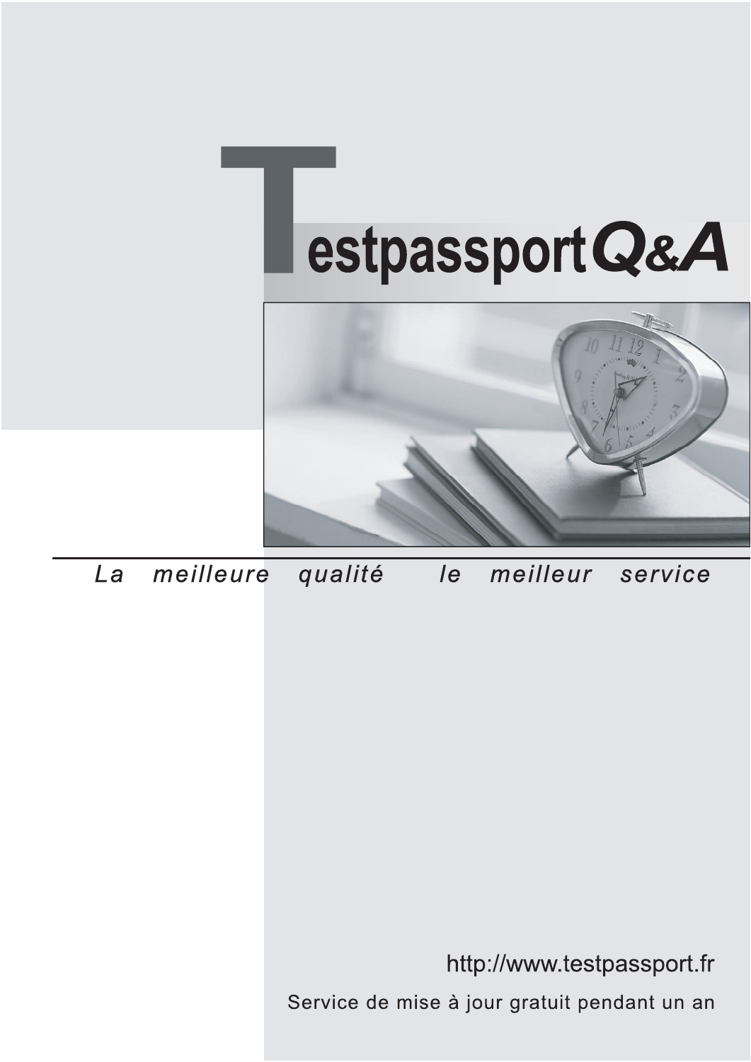# Testpassport Q&A

*La meilleure qualité le meilleur service*

http://www.testpassport.fr

Service de mise à jour gratuit pendant un an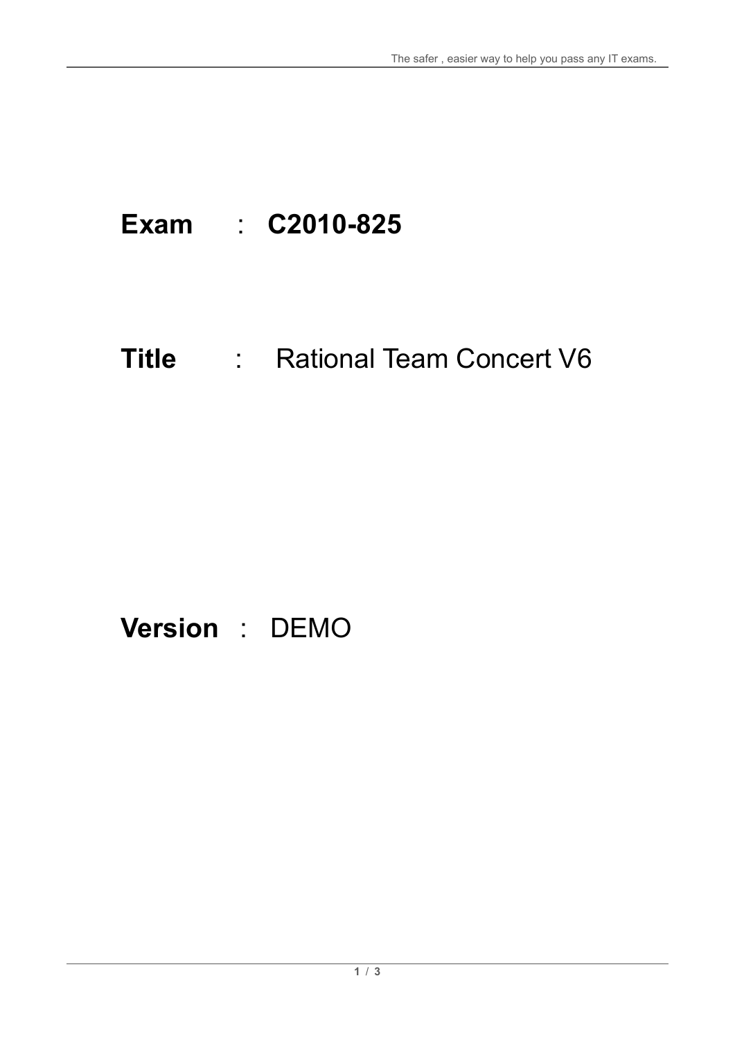**Exam** : **C2010-825**

**Title** : Rational Team Concert V6

**Version** : DEMO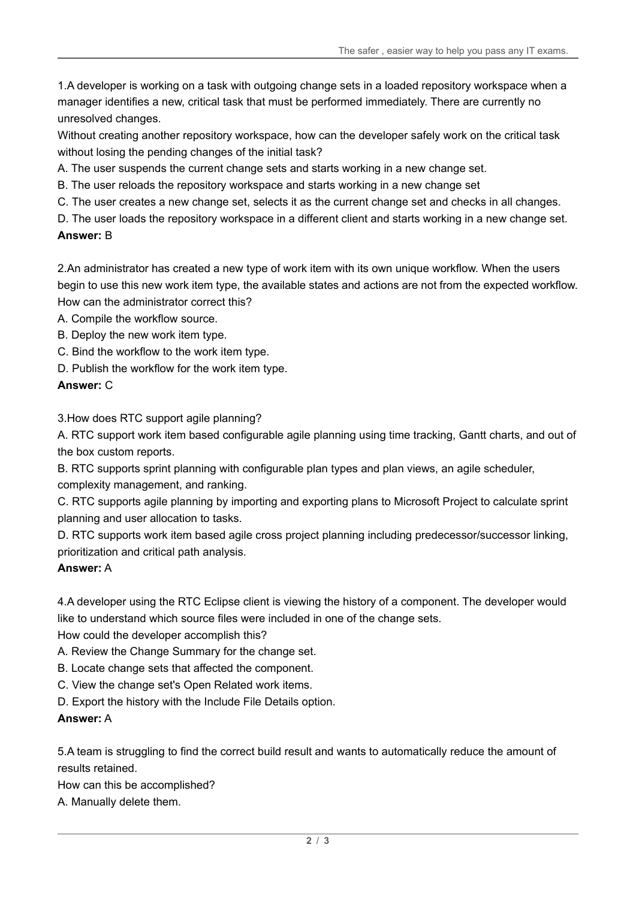1.A developer is working on a task with outgoing change sets in a loaded repository workspace when a manager identifies a new, critical task that must be performed immediately. There are currently no unresolved changes.

Without creating another repository workspace, how can the developer safely work on the critical task without losing the pending changes of the initial task?

A. The user suspends the current change sets and starts working in a new change set.

B. The user reloads the repository workspace and starts working in a new change set

C. The user creates a new change set, selects it as the current change set and checks in all changes.

D. The user loads the repository workspace in a different client and starts working in a new change set.

**Answer:** B

2.An administrator has created a new type of work item with its own unique workflow. When the users begin to use this new work item type, the available states and actions are not from the expected workflow. How can the administrator correct this?

A. Compile the workflow source.

B. Deploy the new work item type.

C. Bind the workflow to the work item type.

D. Publish the workflow for the work item type.

**Answer:** C

3.How does RTC support agile planning?

A. RTC support work item based configurable agile planning using time tracking, Gantt charts, and out of the box custom reports.

B. RTC supports sprint planning with configurable plan types and plan views, an agile scheduler, complexity management, and ranking.

C. RTC supports agile planning by importing and exporting plans to Microsoft Project to calculate sprint planning and user allocation to tasks.

D. RTC supports work item based agile cross project planning including predecessor/successor linking, prioritization and critical path analysis.

**Answer:** A

4.A developer using the RTC Eclipse client is viewing the history of a component. The developer would like to understand which source files were included in one of the change sets.

How could the developer accomplish this?

A. Review the Change Summary for the change set.

B. Locate change sets that affected the component.

C. View the change set's Open Related work items.

D. Export the history with the Include File Details option.

**Answer:** A

5.A team is struggling to find the correct build result and wants to automatically reduce the amount of results retained.

How can this be accomplished?

A. Manually delete them.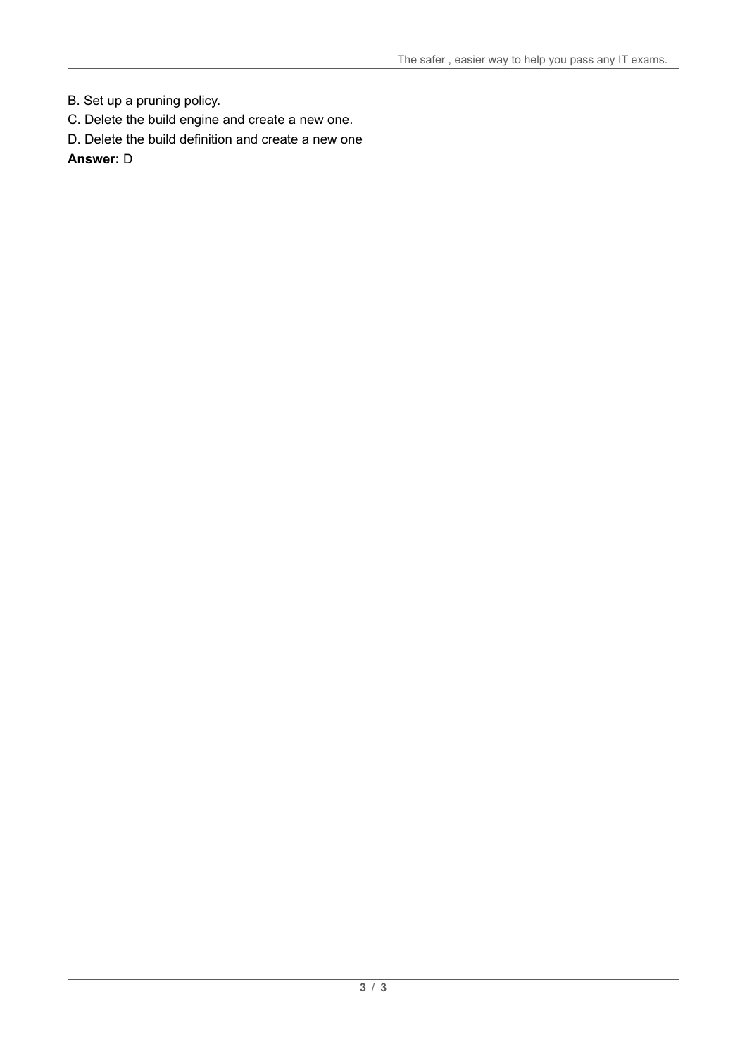B. Set up a pruning policy.

C. Delete the build engine and create a new one.

D. Delete the build definition and create a new one

**Answer:** D